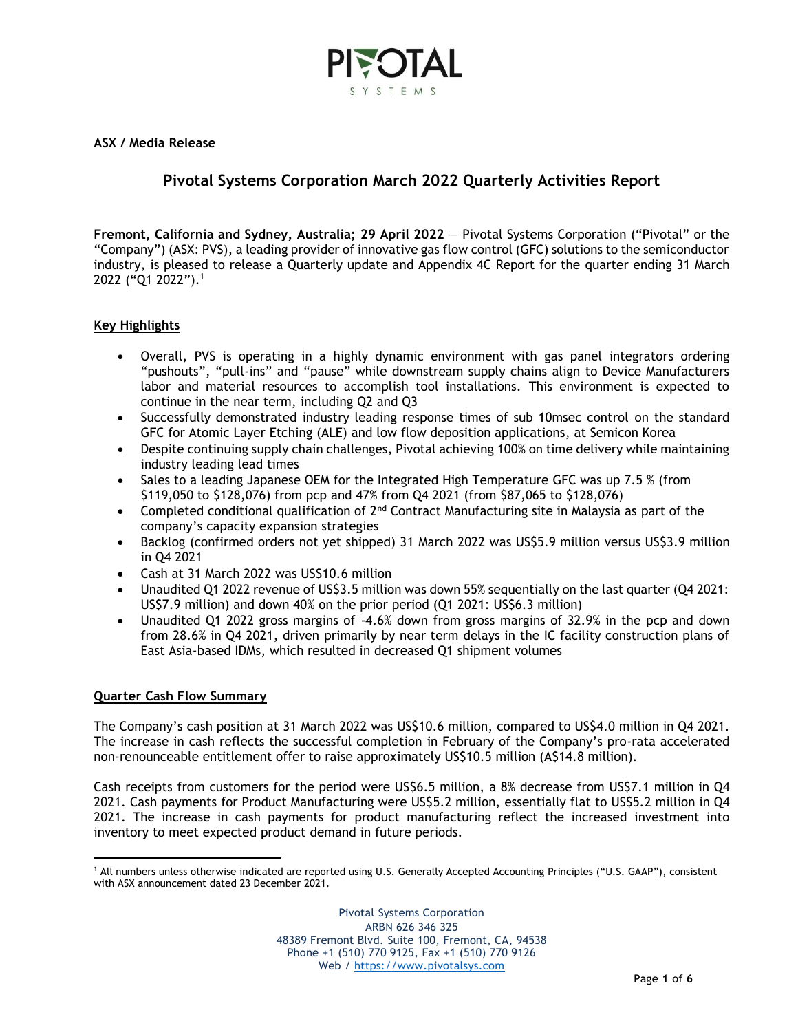**ASX / Media Release**

## Pivotal Systems Corporation March 2022 Quarterly Activities Report

**Fremont, California and Sydney, Australia; 29 April 2022** — Pivotal Systems Corporation ("Pivotal" or the "Company") (ASX: PVS), a leading provider of innovative gas flow control (GFC) solutions to the semiconductor industry, is pleased to release a Quarterly update and Appendix 4C Report for the quarter ending 31 March 2022 ("Q1 2022").[1]

### Key Highlights

- Overall, PVS is operating in a highly dynamic environment with gas panel integrators ordering "pushouts", "pull-ins" and "pause" while downstream supply chains align to Device Manufacturers labor and material resources to accomplish tool installations. This environment is expected to continue in the near term, including Q2 and Q3
- Successfully demonstrated industry leading response times of sub 10msec control on the standard GFC for Atomic Layer Etching (ALE) and low flow deposition applications, at Semicon Korea
- Despite continuing supply chain challenges, Pivotal achieving 100% on time delivery while maintaining industry leading lead times
- Sales to a leading Japanese OEM for the Integrated High Temperature GFC was up 7.5 % (from $119,050 to $128,076) from pcp and 47% from Q4 2021 (from $87,065 to $128,076)
- Completed conditional qualification of 2nd Contract Manufacturing site in Malaysia as part of the company's capacity expansion strategies
- Backlog (confirmed orders not yet shipped) 31 March 2022 was US$5.9 million versus US$3.9 million in Q4 2021
- Cash at 31 March 2022 was US$10.6 million
- Unaudited Q1 2022 revenue of US$3.5 million was down 55% sequentially on the last quarter (Q4 2021: US$7.9 million) and down 40% on the prior period (Q1 2021: US$6.3 million)
- Unaudited Q1 2022 gross margins of -4.6% down from gross margins of 32.9% in the pcp and down from 28.6% in Q4 2021, driven primarily by near term delays in the IC facility construction plans of East Asia-based IDMs, which resulted in decreased Q1 shipment volumes

### Quarter Cash Flow Summary

The Company's cash position at 31 March 2022 was US$10.6 million, compared to US$4.0 million in Q4 2021. The increase in cash reflects the successful completion in February of the Company's pro-rata accelerated non-renounceable entitlement offer to raise approximately US$10.5 million (A$14.8 million).

Cash receipts from customers for the period were US$6.5 million, a 8% decrease from US$7.1 million in Q4 2021. Cash payments for Product Manufacturing were US$5.2 million, essentially flat to US$5.2 million in Q4 2021. The increase in cash payments for product manufacturing reflect the increased investment into inventory to meet expected product demand in future periods.

[1] All numbers unless otherwise indicated are reported using U.S. Generally Accepted Accounting Principles ("U.S. GAAP"), consistent with ASX announcement dated 23 December 2021.

Pivotal Systems Corporation
ARBN 626 346 325
48389 Fremont Blvd. Suite 100, Fremont, CA, 94538
Phone +1 (510) 770 9125, Fax +1 (510) 770 9126
Web / https://www.pivotalsys.com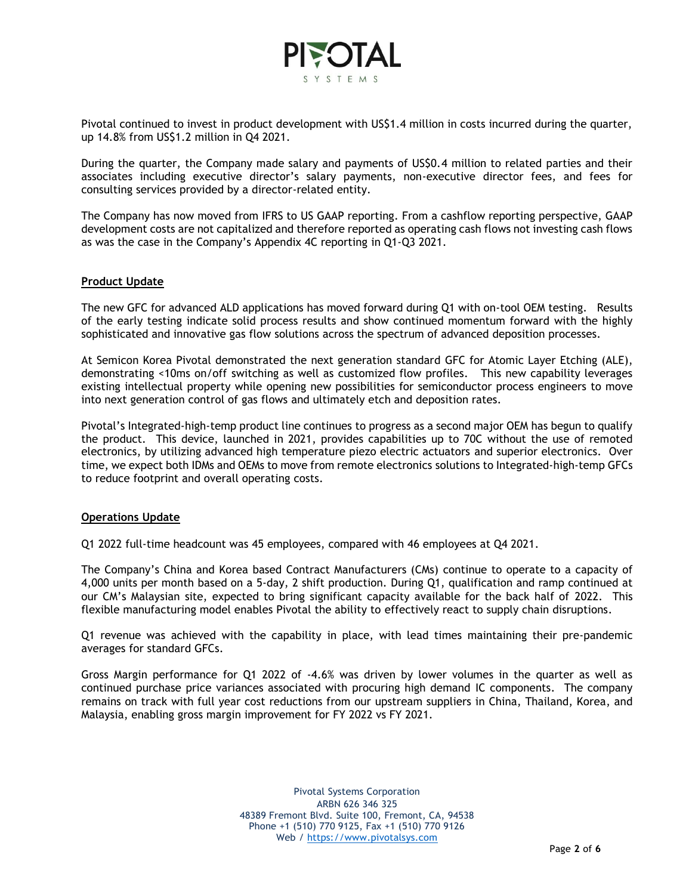Pivotal continued to invest in product development with US$1.4 million in costs incurred during the quarter, up 14.8% from US$1.2 million in Q4 2021.

During the quarter, the Company made salary and payments of US$0.4 million to related parties and their associates including executive director's salary payments, non-executive director fees, and fees for consulting services provided by a director-related entity.

The Company has now moved from IFRS to US GAAP reporting. From a cashflow reporting perspective, GAAP development costs are not capitalized and therefore reported as operating cash flows not investing cash flows as was the case in the Company's Appendix 4C reporting in Q1-Q3 2021.

**Product Update**

The new GFC for advanced ALD applications has moved forward during Q1 with on-tool OEM testing. Results of the early testing indicate solid process results and show continued momentum forward with the highly sophisticated and innovative gas flow solutions across the spectrum of advanced deposition processes.

At Semicon Korea Pivotal demonstrated the next generation standard GFC for Atomic Layer Etching (ALE), demonstrating <10ms on/off switching as well as customized flow profiles. This new capability leverages existing intellectual property while opening new possibilities for semiconductor process engineers to move into next generation control of gas flows and ultimately etch and deposition rates.

Pivotal's Integrated-high-temp product line continues to progress as a second major OEM has begun to qualify the product. This device, launched in 2021, provides capabilities up to 70C without the use of remoted electronics, by utilizing advanced high temperature piezo electric actuators and superior electronics. Over time, we expect both IDMs and OEMs to move from remote electronics solutions to Integrated-high-temp GFCs to reduce footprint and overall operating costs.

**Operations Update**

Q1 2022 full-time headcount was 45 employees, compared with 46 employees at Q4 2021.

The Company's China and Korea based Contract Manufacturers (CMs) continue to operate to a capacity of 4,000 units per month based on a 5-day, 2 shift production. During Q1, qualification and ramp continued at our CM's Malaysian site, expected to bring significant capacity available for the back half of 2022. This flexible manufacturing model enables Pivotal the ability to effectively react to supply chain disruptions.

Q1 revenue was achieved with the capability in place, with lead times maintaining their pre-pandemic averages for standard GFCs.

Gross Margin performance for Q1 2022 of -4.6% was driven by lower volumes in the quarter as well as continued purchase price variances associated with procuring high demand IC components. The company remains on track with full year cost reductions from our upstream suppliers in China, Thailand, Korea, and Malaysia, enabling gross margin improvement for FY 2022 vs FY 2021.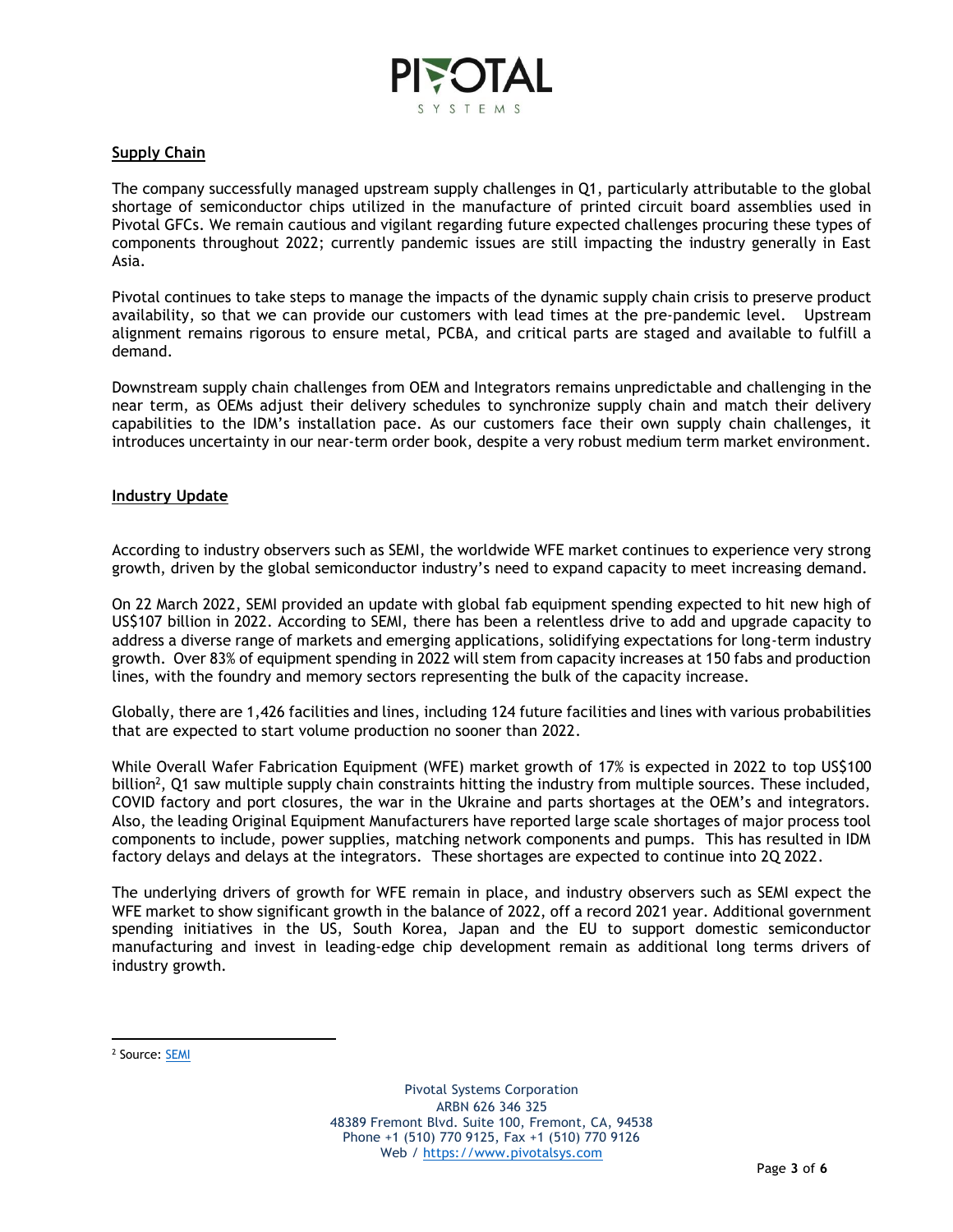## Supply Chain

The company successfully managed upstream supply challenges in Q1, particularly attributable to the global shortage of semiconductor chips utilized in the manufacture of printed circuit board assemblies used in Pivotal GFCs. We remain cautious and vigilant regarding future expected challenges procuring these types of components throughout 2022; currently pandemic issues are still impacting the industry generally in East Asia.

Pivotal continues to take steps to manage the impacts of the dynamic supply chain crisis to preserve product availability, so that we can provide our customers with lead times at the pre-pandemic level. Upstream alignment remains rigorous to ensure metal, PCBA, and critical parts are staged and available to fulfill a demand.

Downstream supply chain challenges from OEM and Integrators remains unpredictable and challenging in the near term, as OEMs adjust their delivery schedules to synchronize supply chain and match their delivery capabilities to the IDM's installation pace. As our customers face their own supply chain challenges, it introduces uncertainty in our near-term order book, despite a very robust medium term market environment.

## Industry Update

According to industry observers such as SEMI, the worldwide WFE market continues to experience very strong growth, driven by the global semiconductor industry's need to expand capacity to meet increasing demand.

On 22 March 2022, SEMI provided an update with global fab equipment spending expected to hit new high of US$107 billion in 2022. According to SEMI, there has been a relentless drive to add and upgrade capacity to address a diverse range of markets and emerging applications, solidifying expectations for long-term industry growth. Over 83% of equipment spending in 2022 will stem from capacity increases at 150 fabs and production lines, with the foundry and memory sectors representing the bulk of the capacity increase.

Globally, there are 1,426 facilities and lines, including 124 future facilities and lines with various probabilities that are expected to start volume production no sooner than 2022.

While Overall Wafer Fabrication Equipment (WFE) market growth of 17% is expected in 2022 to top US$100 billion[2], Q1 saw multiple supply chain constraints hitting the industry from multiple sources. These included, COVID factory and port closures, the war in the Ukraine and parts shortages at the OEM's and integrators. Also, the leading Original Equipment Manufacturers have reported large scale shortages of major process tool components to include, power supplies, matching network components and pumps. This has resulted in IDM factory delays and delays at the integrators. These shortages are expected to continue into 2Q 2022.

The underlying drivers of growth for WFE remain in place, and industry observers such as SEMI expect the WFE market to show significant growth in the balance of 2022, off a record 2021 year. Additional government spending initiatives in the US, South Korea, Japan and the EU to support domestic semiconductor manufacturing and invest in leading-edge chip development remain as additional long terms drivers of industry growth.

[2] Source: SEMI

Pivotal Systems Corporation
ARBN 626 346 325
48389 Fremont Blvd. Suite 100, Fremont, CA, 94538
Phone +1 (510) 770 9125, Fax +1 (510) 770 9126
Web / https://www.pivotalsys.com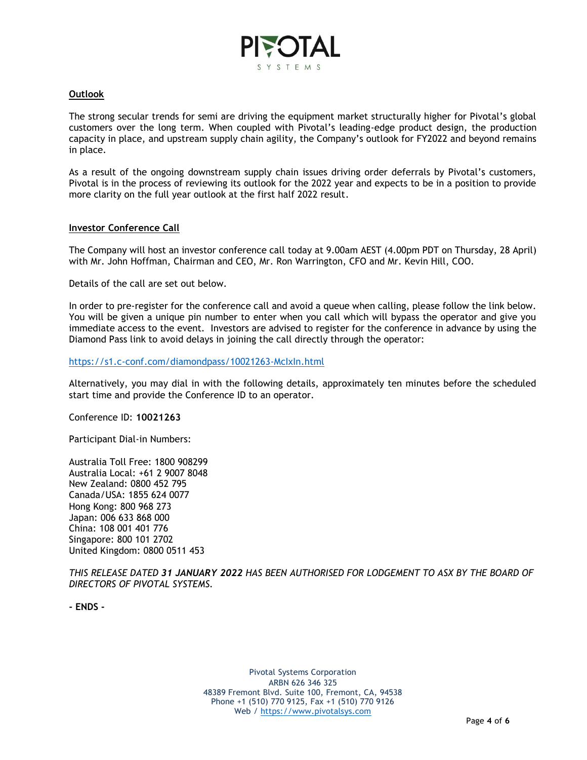**Outlook**

The strong secular trends for semi are driving the equipment market structurally higher for Pivotal's global customers over the long term. When coupled with Pivotal's leading-edge product design, the production capacity in place, and upstream supply chain agility, the Company's outlook for FY2022 and beyond remains in place.

As a result of the ongoing downstream supply chain issues driving order deferrals by Pivotal's customers, Pivotal is in the process of reviewing its outlook for the 2022 year and expects to be in a position to provide more clarity on the full year outlook at the first half 2022 result.

**Investor Conference Call**

The Company will host an investor conference call today at 9.00am AEST (4.00pm PDT on Thursday, 28 April) with Mr. John Hoffman, Chairman and CEO, Mr. Ron Warrington, CFO and Mr. Kevin Hill, COO.

Details of the call are set out below.

In order to pre-register for the conference call and avoid a queue when calling, please follow the link below. You will be given a unique pin number to enter when you call which will bypass the operator and give you immediate access to the event. Investors are advised to register for the conference in advance by using the Diamond Pass link to avoid delays in joining the call directly through the operator:

https://s1.c-conf.com/diamondpass/10021263-McIxIn.html

Alternatively, you may dial in with the following details, approximately ten minutes before the scheduled start time and provide the Conference ID to an operator.

Conference ID: **10021263**

Participant Dial-in Numbers:

Australia Toll Free: 1800 908299
Australia Local: +61 2 9007 8048
New Zealand: 0800 452 795
Canada/USA: 1855 624 0077
Hong Kong: 800 968 273
Japan: 006 633 868 000
China: 108 001 401 776
Singapore: 800 101 2702
United Kingdom: 0800 0511 453

*THIS RELEASE DATED **31 JANUARY 2022** HAS BEEN AUTHORISED FOR LODGEMENT TO ASX BY THE BOARD OF DIRECTORS OF PIVOTAL SYSTEMS.*

**- ENDS -**

Pivotal Systems Corporation
ARBN 626 346 325
48389 Fremont Blvd. Suite 100, Fremont, CA, 94538
Phone +1 (510) 770 9125, Fax +1 (510) 770 9126
Web / https://www.pivotalsys.com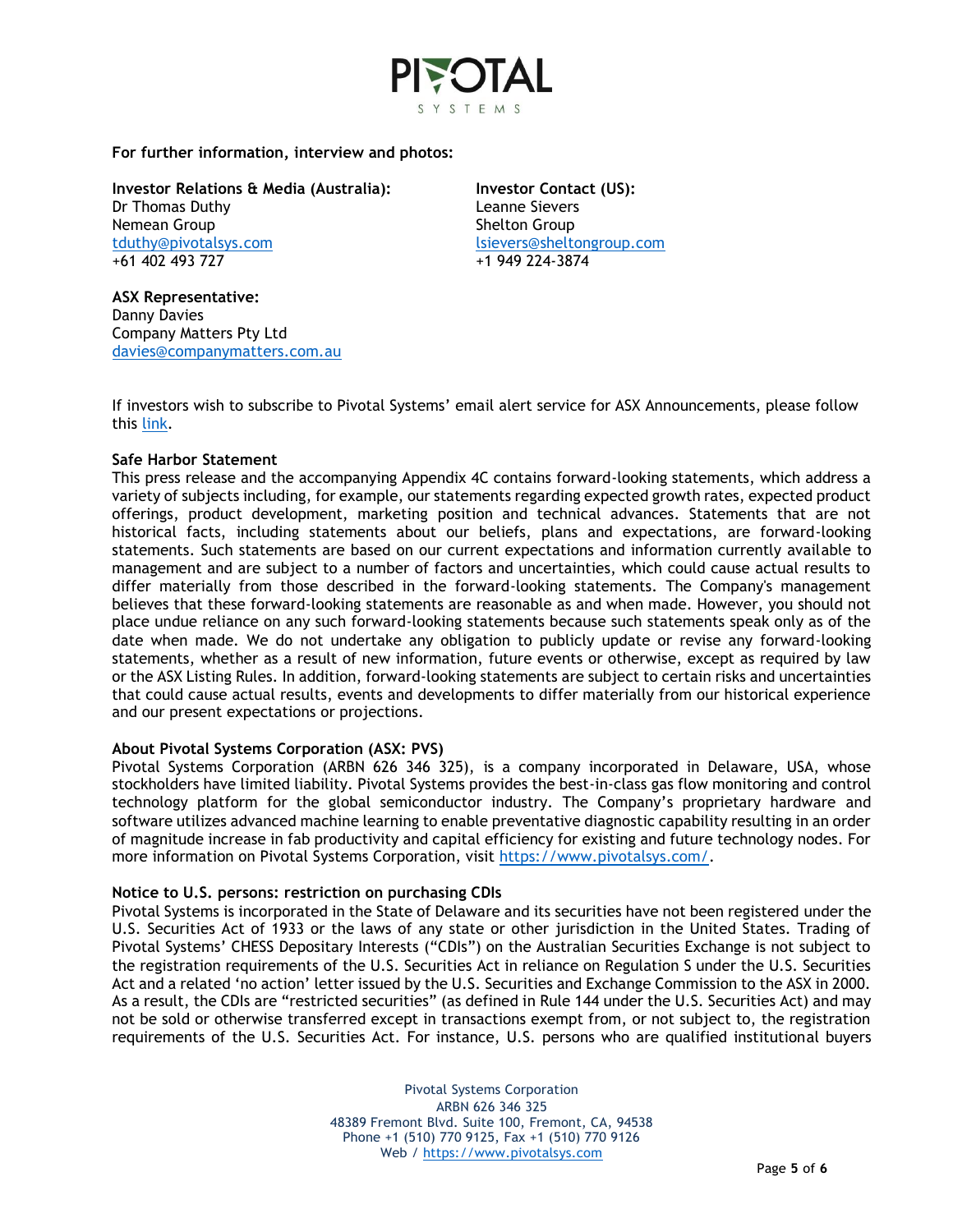**For further information, interview and photos:**

**Investor Relations & Media (Australia):**
Dr Thomas Duthy
Nemean Group
tduthy@pivotalsys.com
+61 402 493 727

**Investor Contact (US):**
Leanne Sievers
Shelton Group
lsievers@sheltongroup.com
+1 949 224-3874

**ASX Representative:**
Danny Davies
Company Matters Pty Ltd
davies@companymatters.com.au

If investors wish to subscribe to Pivotal Systems' email alert service for ASX Announcements, please follow this link.

**Safe Harbor Statement**

This press release and the accompanying Appendix 4C contains forward-looking statements, which address a variety of subjects including, for example, our statements regarding expected growth rates, expected product offerings, product development, marketing position and technical advances. Statements that are not historical facts, including statements about our beliefs, plans and expectations, are forward-looking statements. Such statements are based on our current expectations and information currently available to management and are subject to a number of factors and uncertainties, which could cause actual results to differ materially from those described in the forward-looking statements. The Company's management believes that these forward-looking statements are reasonable as and when made. However, you should not place undue reliance on any such forward-looking statements because such statements speak only as of the date when made. We do not undertake any obligation to publicly update or revise any forward-looking statements, whether as a result of new information, future events or otherwise, except as required by law or the ASX Listing Rules. In addition, forward-looking statements are subject to certain risks and uncertainties that could cause actual results, events and developments to differ materially from our historical experience and our present expectations or projections.

**About Pivotal Systems Corporation (ASX: PVS)**

Pivotal Systems Corporation (ARBN 626 346 325), is a company incorporated in Delaware, USA, whose stockholders have limited liability. Pivotal Systems provides the best-in-class gas flow monitoring and control technology platform for the global semiconductor industry. The Company's proprietary hardware and software utilizes advanced machine learning to enable preventative diagnostic capability resulting in an order of magnitude increase in fab productivity and capital efficiency for existing and future technology nodes. For more information on Pivotal Systems Corporation, visit https://www.pivotalsys.com/.

**Notice to U.S. persons: restriction on purchasing CDIs**

Pivotal Systems is incorporated in the State of Delaware and its securities have not been registered under the U.S. Securities Act of 1933 or the laws of any state or other jurisdiction in the United States. Trading of Pivotal Systems' CHESS Depositary Interests ("CDIs") on the Australian Securities Exchange is not subject to the registration requirements of the U.S. Securities Act in reliance on Regulation S under the U.S. Securities Act and a related 'no action' letter issued by the U.S. Securities and Exchange Commission to the ASX in 2000. As a result, the CDIs are "restricted securities" (as defined in Rule 144 under the U.S. Securities Act) and may not be sold or otherwise transferred except in transactions exempt from, or not subject to, the registration requirements of the U.S. Securities Act. For instance, U.S. persons who are qualified institutional buyers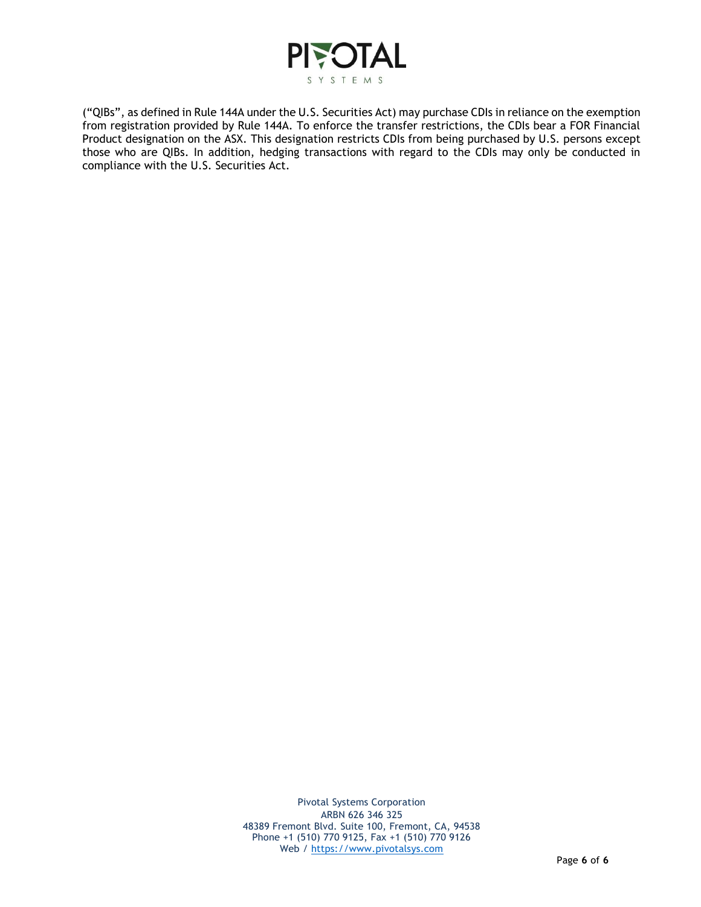(“QIBs”, as defined in Rule 144A under the U.S. Securities Act) may purchase CDIs in reliance on the exemption from registration provided by Rule 144A. To enforce the transfer restrictions, the CDIs bear a FOR Financial Product designation on the ASX. This designation restricts CDIs from being purchased by U.S. persons except those who are QIBs. In addition, hedging transactions with regard to the CDIs may only be conducted in compliance with the U.S. Securities Act.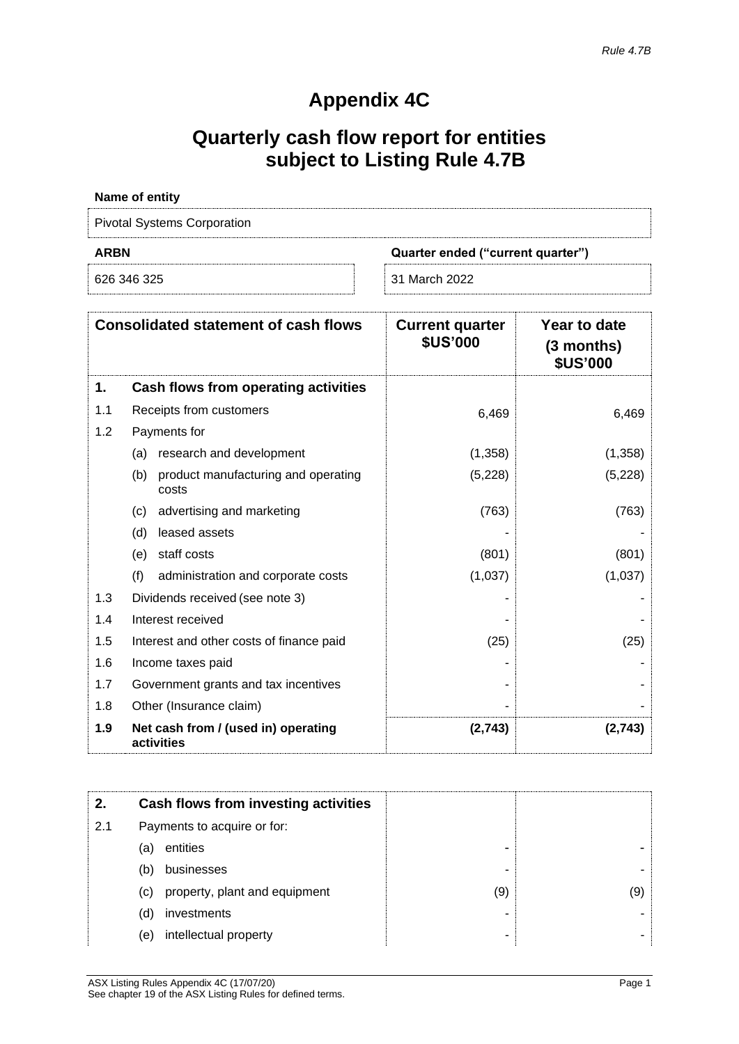*Rule 4.7B*

# Appendix 4C

## Quarterly cash flow report for entities subject to Listing Rule 4.7B

**Name of entity**

Pivotal Systems Corporation

| **ARBN** | **Quarter ended ("current quarter")** |
|---|---|
| 626 346 325 | 31 March 2022 |

| | **Consolidated statement of cash flows** | **Current quarter $US'000** | **Year to date (3 months) $US'000** |
|---|---|---|---|
| **1.** | **Cash flows from operating activities** | | |
| 1.1 | Receipts from customers | 6,469 | 6,469 |
| 1.2 | Payments for | | |
| | (a) research and development | (1,358) | (1,358) |
| | (b) product manufacturing and operating costs | (5,228) | (5,228) |
| | (c) advertising and marketing | (763) | (763) |
| | (d) leased assets | - | - |
| | (e) staff costs | (801) | (801) |
| | (f) administration and corporate costs | (1,037) | (1,037) |
| 1.3 | Dividends received (see note 3) | - | - |
| 1.4 | Interest received | - | - |
| 1.5 | Interest and other costs of finance paid | (25) | (25) |
| 1.6 | Income taxes paid | - | - |
| 1.7 | Government grants and tax incentives | - | - |
| 1.8 | Other (Insurance claim) | - | - |
| **1.9** | **Net cash from / (used in) operating activities** | **(2,743)** | **(2,743)** |

| **2.** | **Cash flows from investing activities** | | |
|---|---|---|---|
| 2.1 | Payments to acquire or for: | | |
| | (a) entities | - | - |
| | (b) businesses | - | - |
| | (c) property, plant and equipment | (9) | (9) |
| | (d) investments | - | - |
| | (e) intellectual property | - | - |

ASX Listing Rules Appendix 4C (17/07/20)
See chapter 19 of the ASX Listing Rules for defined terms.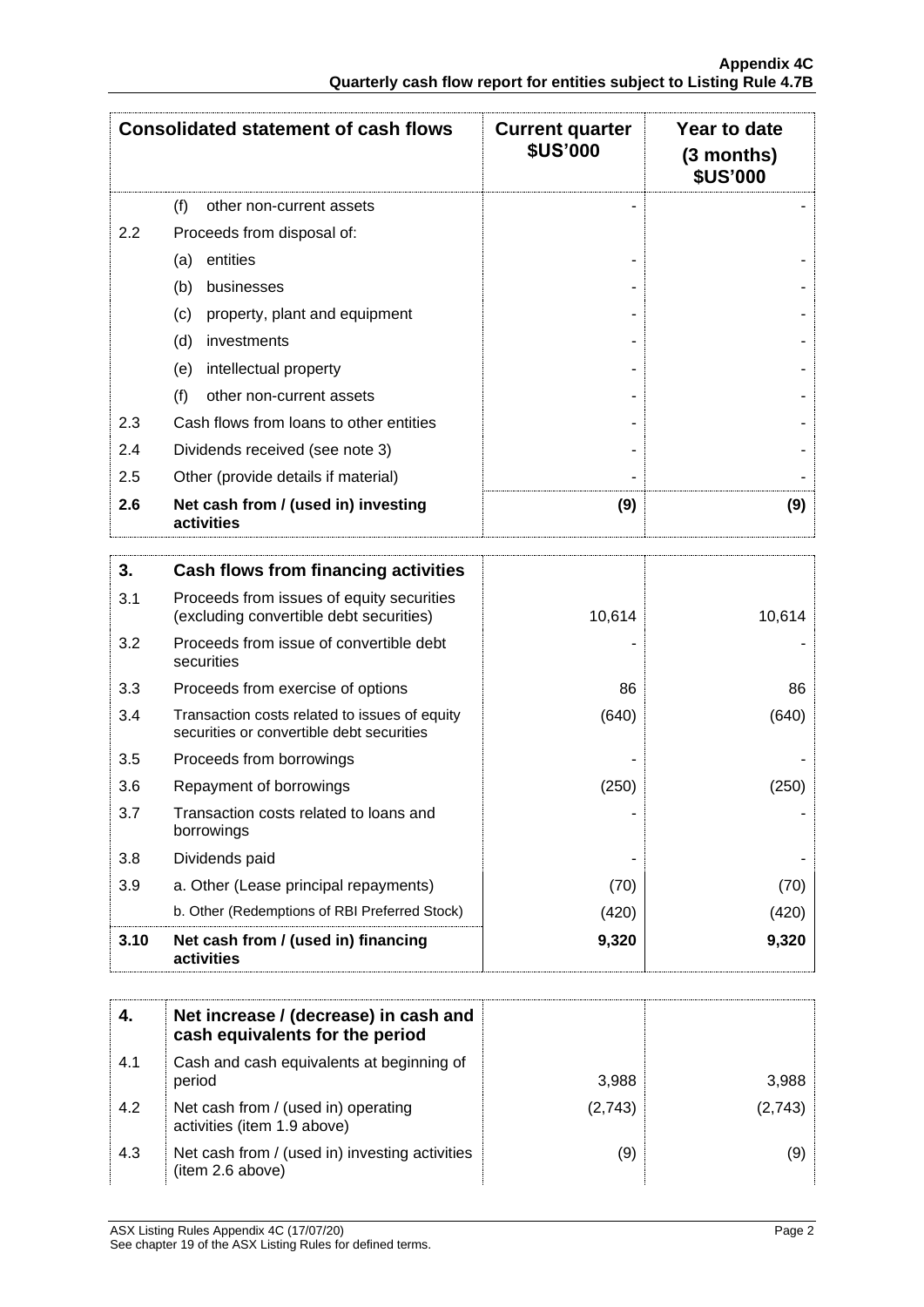| Consolidated statement of cash flows | | Current quarter $US'000 | Year to date (3 months) $US'000 |
|---|---|---|---|
| | (f) other non-current assets | - | - |
| 2.2 | Proceeds from disposal of: | | |
| | (a) entities | - | - |
| | (b) businesses | - | - |
| | (c) property, plant and equipment | - | - |
| | (d) investments | - | - |
| | (e) intellectual property | - | - |
| | (f) other non-current assets | - | - |
| 2.3 | Cash flows from loans to other entities | - | - |
| 2.4 | Dividends received (see note 3) | - | - |
| 2.5 | Other (provide details if material) | - | - |
| **2.6** | **Net cash from / (used in) investing activities** | **(9)** | **(9)** |

| | | | |
|---|---|---|---|
| **3.** | **Cash flows from financing activities** | | |
| 3.1 | Proceeds from issues of equity securities (excluding convertible debt securities) | 10,614 | 10,614 |
| 3.2 | Proceeds from issue of convertible debt securities | - | - |
| 3.3 | Proceeds from exercise of options | 86 | 86 |
| 3.4 | Transaction costs related to issues of equity securities or convertible debt securities | (640) | (640) |
| 3.5 | Proceeds from borrowings | - | - |
| 3.6 | Repayment of borrowings | (250) | (250) |
| 3.7 | Transaction costs related to loans and borrowings | - | - |
| 3.8 | Dividends paid | - | - |
| 3.9 | a. Other (Lease principal repayments) | (70) | (70) |
| | b. Other (Redemptions of RBI Preferred Stock) | (420) | (420) |
| **3.10** | **Net cash from / (used in) financing activities** | **9,320** | **9,320** |

| | | | |
|---|---|---|---|
| **4.** | **Net increase / (decrease) in cash and cash equivalents for the period** | | |
| 4.1 | Cash and cash equivalents at beginning of period | 3,988 | 3,988 |
| 4.2 | Net cash from / (used in) operating activities (item 1.9 above) | (2,743) | (2,743) |
| 4.3 | Net cash from / (used in) investing activities (item 2.6 above) | (9) | (9) |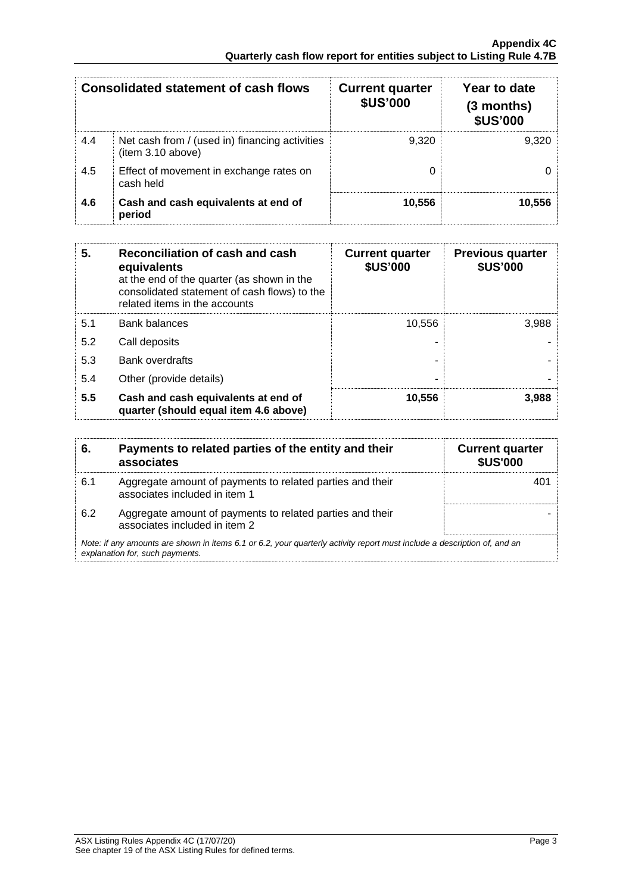| Consolidated statement of cash flows | | Current quarter $US'000 | Year to date (3 months) $US'000 |
|---|---|---|---|
| 4.4 | Net cash from / (used in) financing activities (item 3.10 above) | 9,320 | 9,320 |
| 4.5 | Effect of movement in exchange rates on cash held | 0 | 0 |
| **4.6** | **Cash and cash equivalents at end of period** | **10,556** | **10,556** |

| **5.** | **Reconciliation of cash and cash equivalents** at the end of the quarter (as shown in the consolidated statement of cash flows) to the related items in the accounts | **Current quarter $US'000** | **Previous quarter $US'000** |
|---|---|---|---|
| 5.1 | Bank balances | 10,556 | 3,988 |
| 5.2 | Call deposits | - | - |
| 5.3 | Bank overdrafts | - | - |
| 5.4 | Other (provide details) | - | - |
| **5.5** | **Cash and cash equivalents at end of quarter (should equal item 4.6 above)** | **10,556** | **3,988** |

| **6.** | **Payments to related parties of the entity and their associates** | **Current quarter $US'000** |
|---|---|---|
| 6.1 | Aggregate amount of payments to related parties and their associates included in item 1 | 401 |
| 6.2 | Aggregate amount of payments to related parties and their associates included in item 2 | - |

*Note: if any amounts are shown in items 6.1 or 6.2, your quarterly activity report must include a description of, and an explanation for, such payments.*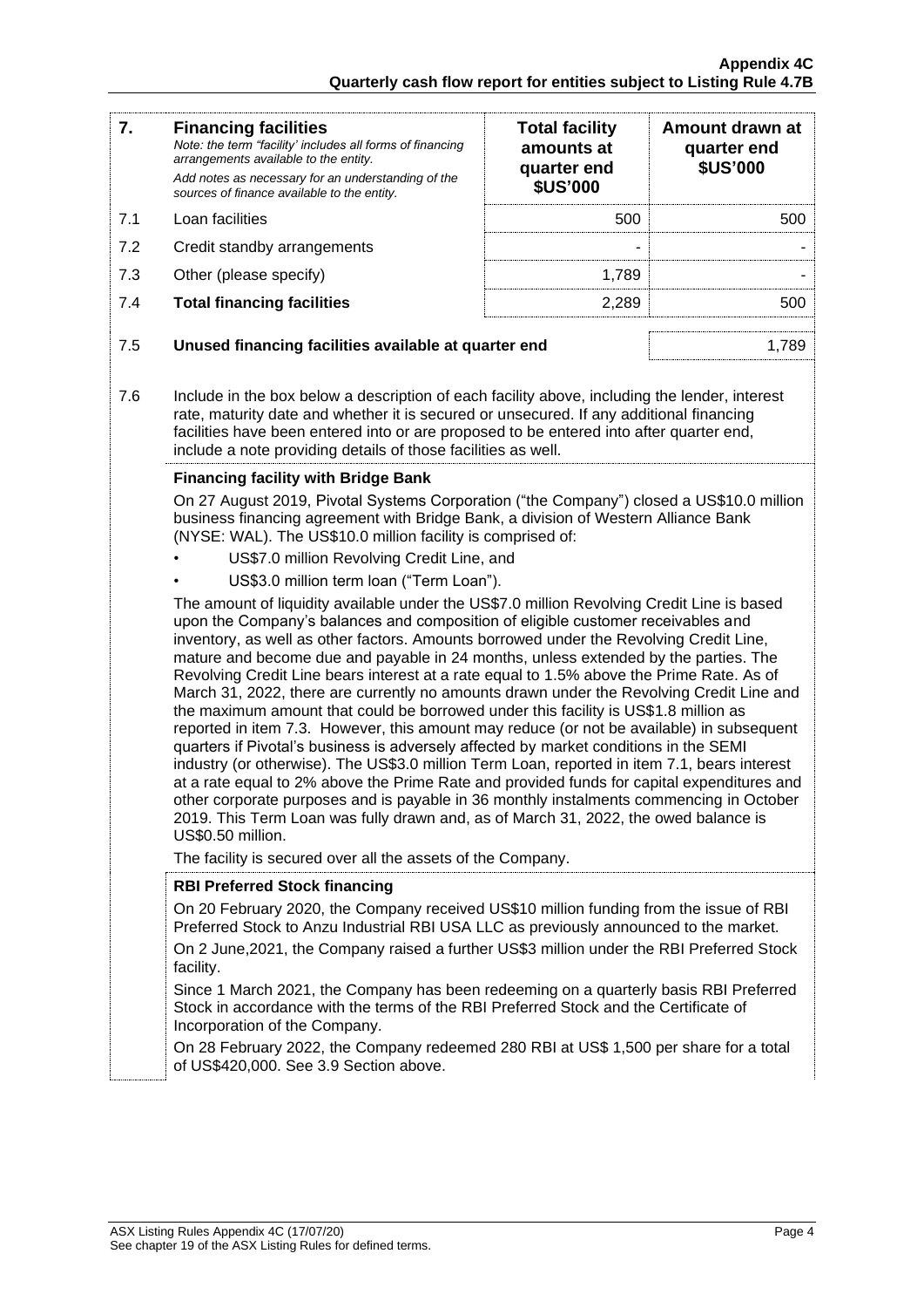| 7. | **Financing facilities**<br>*Note: the term "facility' includes all forms of financing arrangements available to the entity.*<br>*Add notes as necessary for an understanding of the sources of finance available to the entity.* | **Total facility amounts at quarter end \$US'000** | **Amount drawn at quarter end \$US'000** |
|---|---|---|---|
| 7.1 | Loan facilities | 500 | 500 |
| 7.2 | Credit standby arrangements | - | - |
| 7.3 | Other (please specify) | 1,789 | - |
| 7.4 | **Total financing facilities** | 2,289 | 500 |

| | | |
|---|---|---|
| 7.5 | **Unused financing facilities available at quarter end** | 1,789 |

7.6 Include in the box below a description of each facility above, including the lender, interest rate, maturity date and whether it is secured or unsecured. If any additional financing facilities have been entered into or are proposed to be entered into after quarter end, include a note providing details of those facilities as well.

**Financing facility with Bridge Bank**

On 27 August 2019, Pivotal Systems Corporation ("the Company") closed a US$10.0 million business financing agreement with Bridge Bank, a division of Western Alliance Bank (NYSE: WAL). The US$10.0 million facility is comprised of:

- US$7.0 million Revolving Credit Line, and
- US$3.0 million term loan ("Term Loan").

The amount of liquidity available under the US$7.0 million Revolving Credit Line is based upon the Company's balances and composition of eligible customer receivables and inventory, as well as other factors. Amounts borrowed under the Revolving Credit Line, mature and become due and payable in 24 months, unless extended by the parties. The Revolving Credit Line bears interest at a rate equal to 1.5% above the Prime Rate. As of March 31, 2022, there are currently no amounts drawn under the Revolving Credit Line and the maximum amount that could be borrowed under this facility is US$1.8 million as reported in item 7.3. However, this amount may reduce (or not be available) in subsequent quarters if Pivotal's business is adversely affected by market conditions in the SEMI industry (or otherwise). The US$3.0 million Term Loan, reported in item 7.1, bears interest at a rate equal to 2% above the Prime Rate and provided funds for capital expenditures and other corporate purposes and is payable in 36 monthly instalments commencing in October 2019. This Term Loan was fully drawn and, as of March 31, 2022, the owed balance is US$0.50 million.

The facility is secured over all the assets of the Company.

**RBI Preferred Stock financing**

On 20 February 2020, the Company received US$10 million funding from the issue of RBI Preferred Stock to Anzu Industrial RBI USA LLC as previously announced to the market.

On 2 June,2021, the Company raised a further US$3 million under the RBI Preferred Stock facility.

Since 1 March 2021, the Company has been redeeming on a quarterly basis RBI Preferred Stock in accordance with the terms of the RBI Preferred Stock and the Certificate of Incorporation of the Company.

On 28 February 2022, the Company redeemed 280 RBI at US$ 1,500 per share for a total of US$420,000. See 3.9 Section above.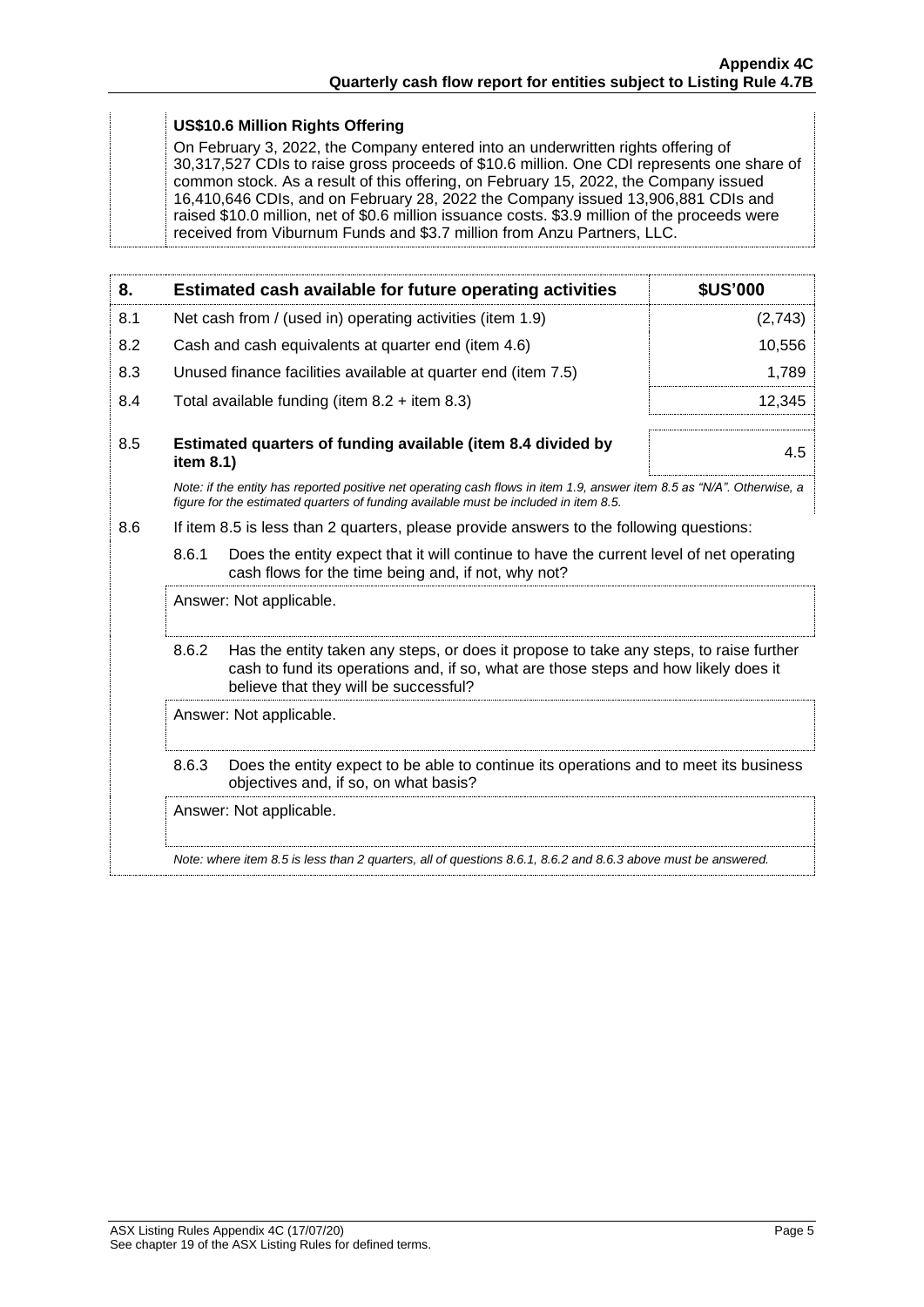**US$10.6 Million Rights Offering**

On February 3, 2022, the Company entered into an underwritten rights offering of 30,317,527 CDIs to raise gross proceeds of $10.6 million. One CDI represents one share of common stock. As a result of this offering, on February 15, 2022, the Company issued 16,410,646 CDIs, and on February 28, 2022 the Company issued 13,906,881 CDIs and raised $10.0 million, net of $0.6 million issuance costs. $3.9 million of the proceeds were received from Viburnum Funds and $3.7 million from Anzu Partners, LLC.

| 8. | Estimated cash available for future operating activities | $US'000 |
|---|---|---|
| 8.1 | Net cash from / (used in) operating activities (item 1.9) | (2,743) |
| 8.2 | Cash and cash equivalents at quarter end (item 4.6) | 10,556 |
| 8.3 | Unused finance facilities available at quarter end (item 7.5) | 1,789 |
| 8.4 | Total available funding (item 8.2 + item 8.3) | 12,345 |
| 8.5 | **Estimated quarters of funding available (item 8.4 divided by item 8.1)** | 4.5 |

*Note: if the entity has reported positive net operating cash flows in item 1.9, answer item 8.5 as "N/A". Otherwise, a figure for the estimated quarters of funding available must be included in item 8.5.*

8.6 If item 8.5 is less than 2 quarters, please provide answers to the following questions:

8.6.1 Does the entity expect that it will continue to have the current level of net operating cash flows for the time being and, if not, why not?

Answer: Not applicable.

8.6.2 Has the entity taken any steps, or does it propose to take any steps, to raise further cash to fund its operations and, if so, what are those steps and how likely does it believe that they will be successful?

Answer: Not applicable.

8.6.3 Does the entity expect to be able to continue its operations and to meet its business objectives and, if so, on what basis?

Answer: Not applicable.

*Note: where item 8.5 is less than 2 quarters, all of questions 8.6.1, 8.6.2 and 8.6.3 above must be answered.*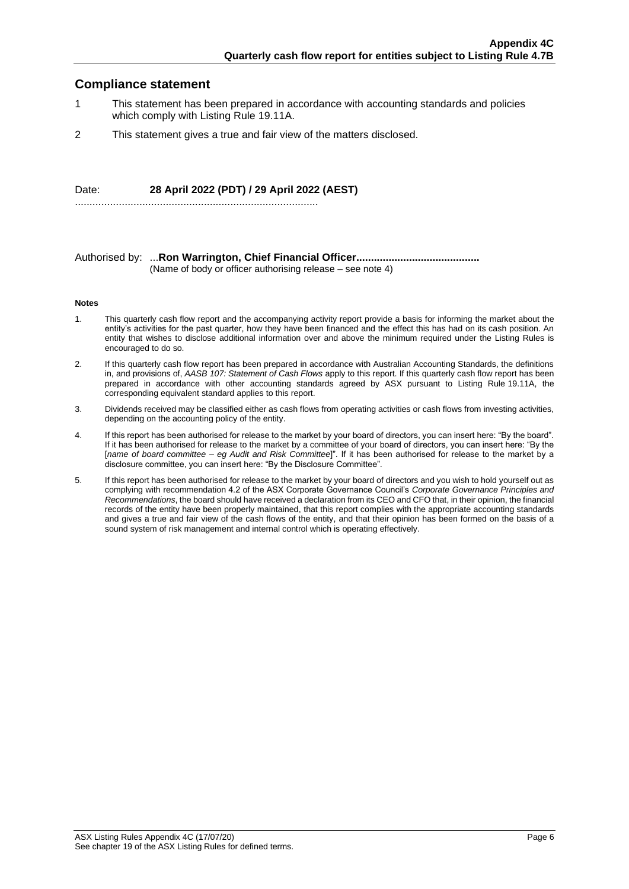## Compliance statement

1. This statement has been prepared in accordance with accounting standards and policies which comply with Listing Rule 19.11A.
2. This statement gives a true and fair view of the matters disclosed.

Date: **28 April 2022 (PDT) / 29 April 2022 (AEST)**

Authorised by: ...**Ron Warrington, Chief Financial Officer**.........................................
(Name of body or officer authorising release – see note 4)

**Notes**

1. This quarterly cash flow report and the accompanying activity report provide a basis for informing the market about the entity's activities for the past quarter, how they have been financed and the effect this has had on its cash position. An entity that wishes to disclose additional information over and above the minimum required under the Listing Rules is encouraged to do so.
2. If this quarterly cash flow report has been prepared in accordance with Australian Accounting Standards, the definitions in, and provisions of, *AASB 107: Statement of Cash Flows* apply to this report. If this quarterly cash flow report has been prepared in accordance with other accounting standards agreed by ASX pursuant to Listing Rule 19.11A, the corresponding equivalent standard applies to this report.
3. Dividends received may be classified either as cash flows from operating activities or cash flows from investing activities, depending on the accounting policy of the entity.
4. If this report has been authorised for release to the market by your board of directors, you can insert here: "By the board". If it has been authorised for release to the market by a committee of your board of directors, you can insert here: "By the [*name of board committee – eg Audit and Risk Committee*]". If it has been authorised for release to the market by a disclosure committee, you can insert here: "By the Disclosure Committee".
5. If this report has been authorised for release to the market by your board of directors and you wish to hold yourself out as complying with recommendation 4.2 of the ASX Corporate Governance Council's *Corporate Governance Principles and Recommendations*, the board should have received a declaration from its CEO and CFO that, in their opinion, the financial records of the entity have been properly maintained, that this report complies with the appropriate accounting standards and gives a true and fair view of the cash flows of the entity, and that their opinion has been formed on the basis of a sound system of risk management and internal control which is operating effectively.